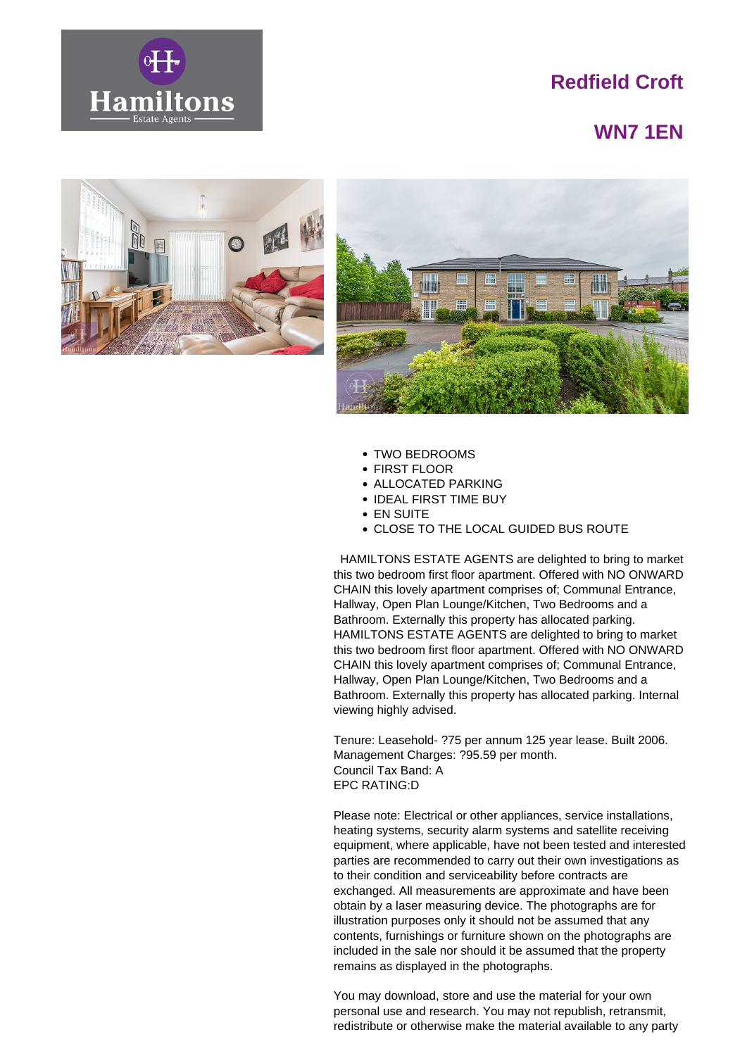# Redfield Croft

## WN7 1EN

- TWO BEDROOMS
- FIRST FLOOR
- ALLOCATED PARKING
- IDEAL FIRST TIME BUY
- EN SUITE
- CLOSE TO THE LOCAL GUIDED BUS ROUTE

HAMILTONS ESTATE AGENTS are delighted to bring to market this two bedroom first floor apartment. Offered with NO ONWARD CHAIN this lovely apartment comprises of; Communal Entrance, Hallway, Open Plan Lounge/Kitchen, Two Bedrooms and a Bathroom. Externally this property has allocated parking. HAMILTONS ESTATE AGENTS are delighted to bring to market this two bedroom first floor apartment. Offered with NO ONWARD CHAIN this lovely apartment comprises of; Communal Entrance, Hallway, Open Plan Lounge/Kitchen, Two Bedrooms and a Bathroom. Externally this property has allocated parking. Internal viewing highly advised.

Tenure: Leasehold- ?75 per annum 125 year lease. Built 2006.
Management Charges: ?95.59 per month.
Council Tax Band: A
EPC RATING:D

Please note: Electrical or other appliances, service installations, heating systems, security alarm systems and satellite receiving equipment, where applicable, have not been tested and interested parties are recommended to carry out their own investigations as to their condition and serviceability before contracts are exchanged. All measurements are approximate and have been obtain by a laser measuring device. The photographs are for illustration purposes only it should not be assumed that any contents, furnishings or furniture shown on the photographs are included in the sale nor should it be assumed that the property remains as displayed in the photographs.

You may download, store and use the material for your own personal use and research. You may not republish, retransmit, redistribute or otherwise make the material available to any party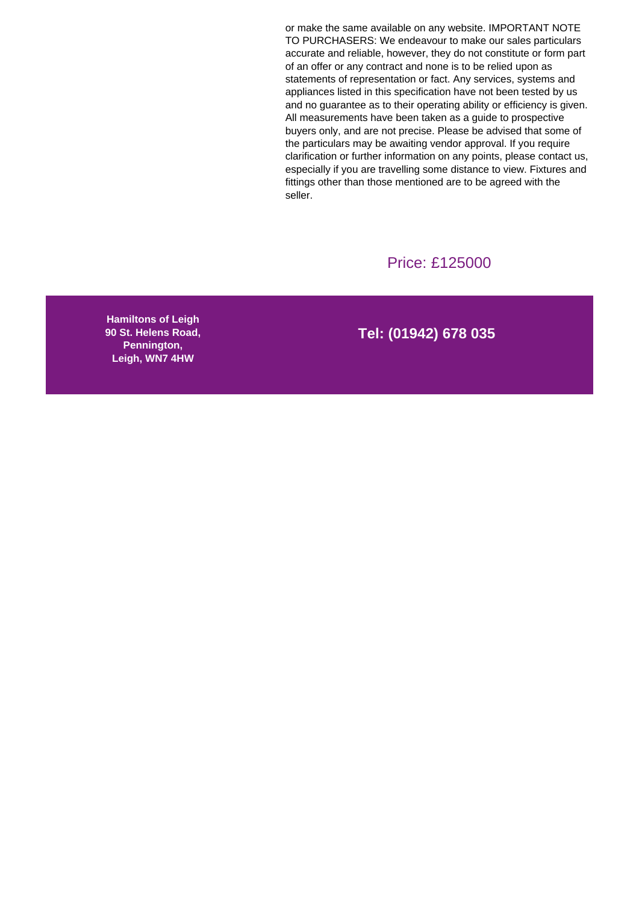or make the same available on any website. IMPORTANT NOTE TO PURCHASERS: We endeavour to make our sales particulars accurate and reliable, however, they do not constitute or form part of an offer or any contract and none is to be relied upon as statements of representation or fact. Any services, systems and appliances listed in this specification have not been tested by us and no guarantee as to their operating ability or efficiency is given. All measurements have been taken as a guide to prospective buyers only, and are not precise. Please be advised that some of the particulars may be awaiting vendor approval. If you require clarification or further information on any points, please contact us, especially if you are travelling some distance to view. Fixtures and fittings other than those mentioned are to be agreed with the seller.

Price: £125000

**Hamiltons of Leigh**
**90 St. Helens Road,**
**Pennington,**
**Leigh, WN7 4HW**

**Tel: (01942) 678 035**